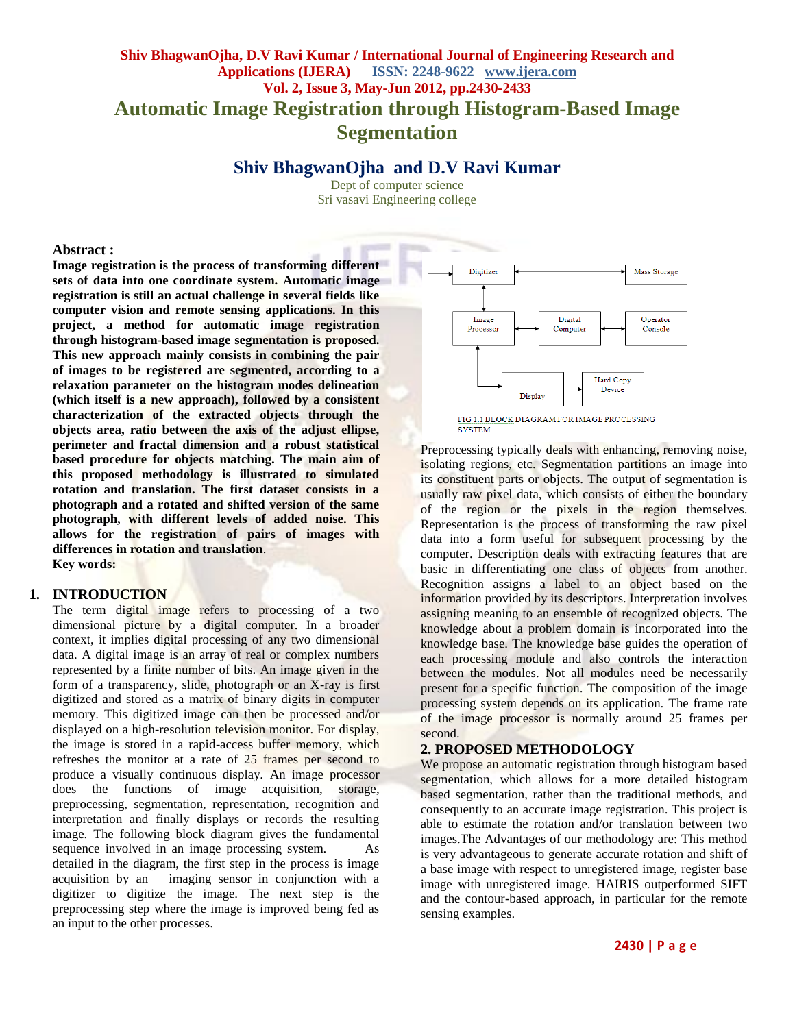# Automatic Image Registration through Histogram-Based Image Segmentation

## Shiv BhagwanOjha and D.V Ravi Kumar

Dept of computer science
Sri vasavi Engineering college

**Abstract :**

**Image registration is the process of transforming different sets of data into one coordinate system. Automatic image registration is still an actual challenge in several fields like computer vision and remote sensing applications. In this project, a method for automatic image registration through histogram-based image segmentation is proposed. This new approach mainly consists in combining the pair of images to be registered are segmented, according to a relaxation parameter on the histogram modes delineation (which itself is a new approach), followed by a consistent characterization of the extracted objects through the objects area, ratio between the axis of the adjust ellipse, perimeter and fractal dimension and a robust statistical based procedure for objects matching. The main aim of this proposed methodology is illustrated to simulated rotation and translation. The first dataset consists in a photograph and a rotated and shifted version of the same photograph, with different levels of added noise. This allows for the registration of pairs of images with differences in rotation and translation**.

**Key words:**

## 1. INTRODUCTION

The term digital image refers to processing of a two dimensional picture by a digital computer. In a broader context, it implies digital processing of any two dimensional data. A digital image is an array of real or complex numbers represented by a finite number of bits. An image given in the form of a transparency, slide, photograph or an X-ray is first digitized and stored as a matrix of binary digits in computer memory. This digitized image can then be processed and/or displayed on a high-resolution television monitor. For display, the image is stored in a rapid-access buffer memory, which refreshes the monitor at a rate of 25 frames per second to produce a visually continuous display. An image processor does the functions of image acquisition, storage, preprocessing, segmentation, representation, recognition and interpretation and finally displays or records the resulting image. The following block diagram gives the fundamental sequence involved in an image processing system. As detailed in the diagram, the first step in the process is image acquisition by an imaging sensor in conjunction with a digitizer to digitize the image. The next step is the preprocessing step where the image is improved being fed as an input to the other processes.

Digitizer | Mass Storage | Image Processor | Digital Computer | Operator Console | Display | Hard Copy Device

FIG 1.1 BLOCK DIAGRAM FOR IMAGE PROCESSING SYSTEM

Preprocessing typically deals with enhancing, removing noise, isolating regions, etc. Segmentation partitions an image into its constituent parts or objects. The output of segmentation is usually raw pixel data, which consists of either the boundary of the region or the pixels in the region themselves. Representation is the process of transforming the raw pixel data into a form useful for subsequent processing by the computer. Description deals with extracting features that are basic in differentiating one class of objects from another. Recognition assigns a label to an object based on the information provided by its descriptors. Interpretation involves assigning meaning to an ensemble of recognized objects. The knowledge about a problem domain is incorporated into the knowledge base. The knowledge base guides the operation of each processing module and also controls the interaction between the modules. Not all modules need be necessarily present for a specific function. The composition of the image processing system depends on its application. The frame rate of the image processor is normally around 25 frames per second.

## 2. PROPOSED METHODOLOGY

We propose an automatic registration through histogram based segmentation, which allows for a more detailed histogram based segmentation, rather than the traditional methods, and consequently to an accurate image registration. This project is able to estimate the rotation and/or translation between two images.The Advantages of our methodology are: This method is very advantageous to generate accurate rotation and shift of a base image with respect to unregistered image, register base image with unregistered image. HAIRIS outperformed SIFT and the contour-based approach, in particular for the remote sensing examples.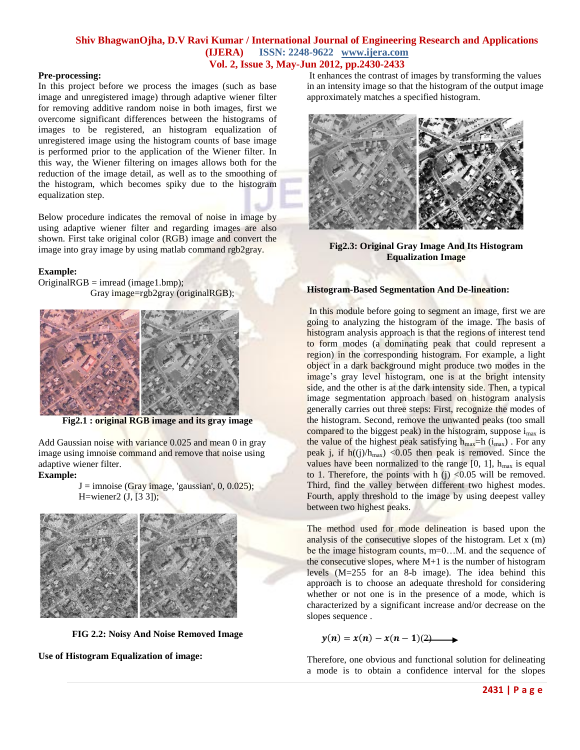**Pre-processing:**

In this project before we process the images (such as base image and unregistered image) through adaptive wiener filter for removing additive random noise in both images, first we overcome significant differences between the histograms of images to be registered, an histogram equalization of unregistered image using the histogram counts of base image is performed prior to the application of the Wiener filter. In this way, the Wiener filtering on images allows both for the reduction of the image detail, as well as to the smoothing of the histogram, which becomes spiky due to the histogram equalization step.

Below procedure indicates the removal of noise in image by using adaptive wiener filter and regarding images are also shown. First take original color (RGB) image and convert the image into gray image by using matlab command rgb2gray.

**Example:**

```
OriginalRGB = imread (image1.bmp);
        Gray image=rgb2gray (originalRGB);
```

**Fig2.1 : original RGB image and its gray image**

Add Gaussian noise with variance 0.025 and mean 0 in gray image using imnoise command and remove that noise using adaptive wiener filter.

**Example:**

```
J = imnoise (Gray image, 'gaussian', 0, 0.025);
H=wiener2 (J, [3 3]);
```

**FIG 2.2: Noisy And Noise Removed Image**

**Use of Histogram Equalization of image:**

It enhances the contrast of images by transforming the values in an intensity image so that the histogram of the output image approximately matches a specified histogram.

**Fig2.3: Original Gray Image And Its Histogram Equalization Image**

**Histogram-Based Segmentation And De-lineation:**

In this module before going to segment an image, first we are going to analyzing the histogram of the image. The basis of histogram analysis approach is that the regions of interest tend to form modes (a dominating peak that could represent a region) in the corresponding histogram. For example, a light object in a dark background might produce two modes in the image's gray level histogram, one is at the bright intensity side, and the other is at the dark intensity side. Then, a typical image segmentation approach based on histogram analysis generally carries out three steps: First, recognize the modes of the histogram. Second, remove the unwanted peaks (too small compared to the biggest peak) in the histogram, suppose $i_{max}$ is the value of the highest peak satisfying $h_{max}$=h ($i_{max}$) . For any peak j, if h((j)/$h_{max}$) <0.05 then peak is removed. Since the values have been normalized to the range [0, 1], $h_{max}$ is equal to 1. Therefore, the points with h (j) <0.05 will be removed. Third, find the valley between different two highest modes. Fourth, apply threshold to the image by using deepest valley between two highest peaks.

The method used for mode delineation is based upon the analysis of the consecutive slopes of the histogram. Let x (m) be the image histogram counts, m=0…M. and the sequence of the consecutive slopes, where M+1 is the number of histogram levels (M=255 for an 8-b image). The idea behind this approach is to choose an adequate threshold for considering whether or not one is in the presence of a mode, which is characterized by a significant increase and/or decrease on the slopes sequence .

$$y(n) = x(n) - x(n-1) \quad (2)$$

Therefore, one obvious and functional solution for delineating a mode is to obtain a confidence interval for the slopes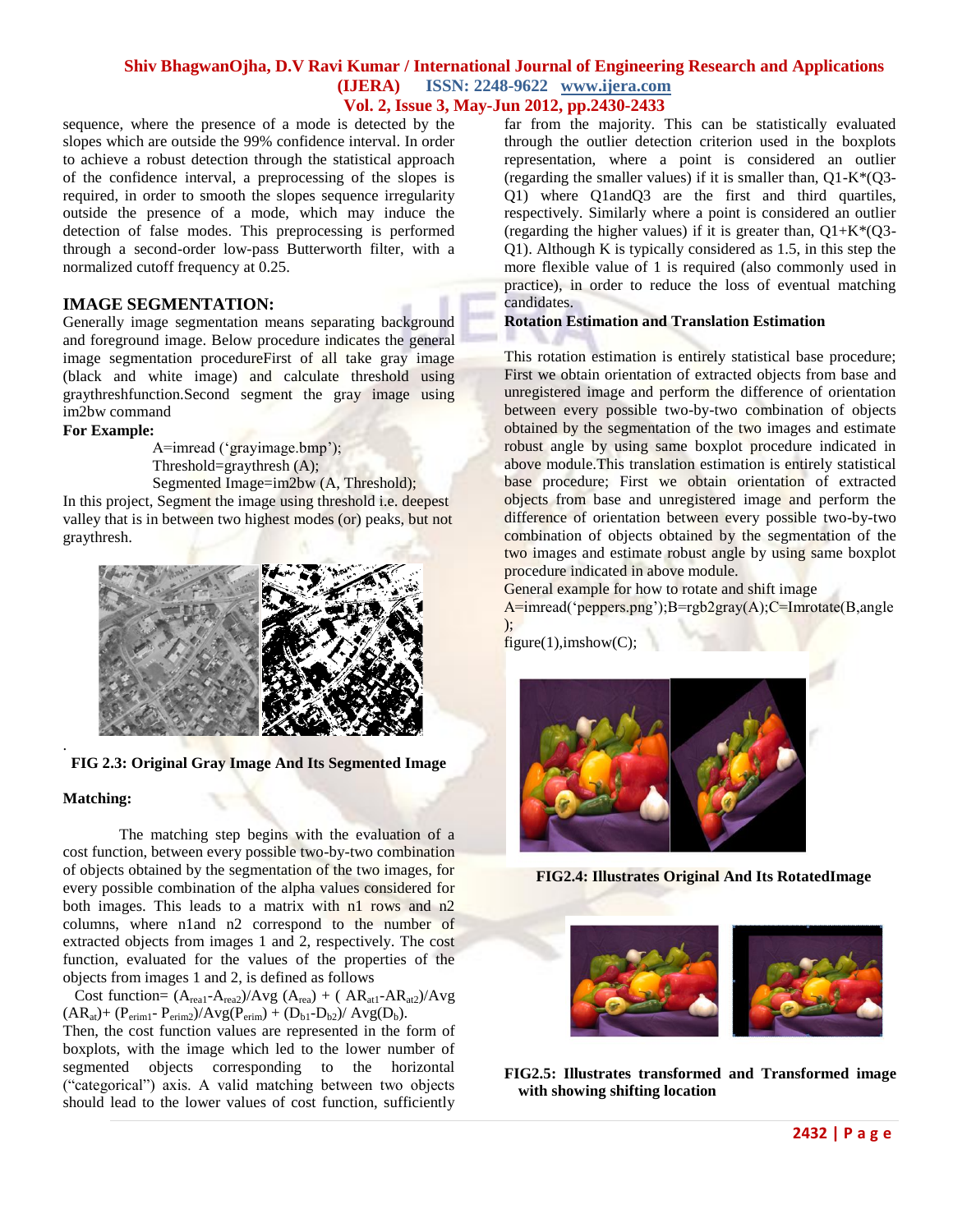sequence, where the presence of a mode is detected by the slopes which are outside the 99% confidence interval. In order to achieve a robust detection through the statistical approach of the confidence interval, a preprocessing of the slopes is required, in order to smooth the slopes sequence irregularity outside the presence of a mode, which may induce the detection of false modes. This preprocessing is performed through a second-order low-pass Butterworth filter, with a normalized cutoff frequency at 0.25.

## IMAGE SEGMENTATION:

Generally image segmentation means separating background and foreground image. Below procedure indicates the general image segmentation procedureFirst of all take gray image (black and white image) and calculate threshold using graythreshfunction.Second segment the gray image using im2bw command

**For Example:**

```
A=imread (‘grayimage.bmp’);
Threshold=graythresh (A);
Segmented Image=im2bw (A, Threshold);
```

In this project, Segment the image using threshold i.e. deepest valley that is in between two highest modes (or) peaks, but not graythresh.

.

**FIG 2.3: Original Gray Image And Its Segmented Image**

**Matching:**

The matching step begins with the evaluation of a cost function, between every possible two-by-two combination of objects obtained by the segmentation of the two images, for every possible combination of the alpha values considered for both images. This leads to a matrix with n1 rows and n2 columns, where n1and n2 correspond to the number of extracted objects from images 1 and 2, respectively. The cost function, evaluated for the values of the properties of the objects from images 1 and 2, is defined as follows

Cost function= $(A_{rea1}-A_{rea2})/\text{Avg}\,(A_{rea}) + (AR_{at1}-AR_{at2})/\text{Avg}\,(AR_{at}) + (P_{erim1}-P_{erim2})/\text{Avg}(P_{erim}) + (D_{b1}-D_{b2})/\,\text{Avg}(D_{b})$.

Then, the cost function values are represented in the form of boxplots, with the image which led to the lower number of segmented objects corresponding to the horizontal (“categorical”) axis. A valid matching between two objects should lead to the lower values of cost function, sufficiently far from the majority. This can be statistically evaluated through the outlier detection criterion used in the boxplots representation, where a point is considered an outlier (regarding the smaller values) if it is smaller than, Q1-K*(Q3-Q1) where Q1andQ3 are the first and third quartiles, respectively. Similarly where a point is considered an outlier (regarding the higher values) if it is greater than, Q1+K*(Q3-Q1). Although K is typically considered as 1.5, in this step the more flexible value of 1 is required (also commonly used in practice), in order to reduce the loss of eventual matching candidates.

**Rotation Estimation and Translation Estimation**

This rotation estimation is entirely statistical base procedure; First we obtain orientation of extracted objects from base and unregistered image and perform the difference of orientation between every possible two-by-two combination of objects obtained by the segmentation of the two images and estimate robust angle by using same boxplot procedure indicated in above module.This translation estimation is entirely statistical base procedure; First we obtain orientation of extracted objects from base and unregistered image and perform the difference of orientation between every possible two-by-two combination of objects obtained by the segmentation of the two images and estimate robust angle by using same boxplot procedure indicated in above module.

General example for how to rotate and shift image

```
A=imread(‘peppers.png’);B=rgb2gray(A);C=Imrotate(B,angle);
figure(1),imshow(C);
```

**FIG2.4: Illustrates Original And Its RotatedImage**

**FIG2.5: Illustrates transformed and Transformed image with showing shifting location**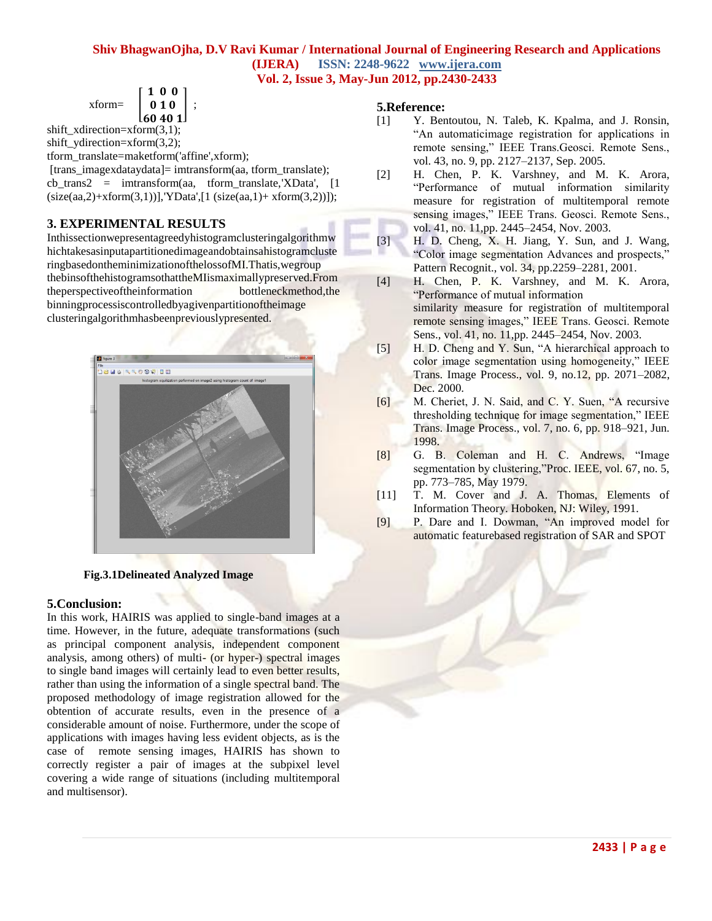$$\text{xform}=\begin{bmatrix} 1 & 0 & 0 \\ 0 & 1 & 0 \\ 60 & 40 & 1 \end{bmatrix};$$

```
shift_xdirection=xform(3,1);
shift_ydirection=xform(3,2);
tform_translate=maketform('affine',xform);
[trans_imagexdataydata]= imtransform(aa, tform_translate);
cb_trans2 = imtransform(aa, tform_translate,'XData', [1 (size(aa,2)+xform(3,1))],'YData',[1 (size(aa,1)+ xform(3,2))]);
```

## 3. EXPERIMENTAL RESULTS

InthissectionwepresentagreedyhistogramclusteringalgorithmwhichtakesasinputapartitionedimageandobtainsahistogramclusteringbasedontheminimizationofthelossofMI.Thatis,wegroup thebinsofthehistogramsothattheMIismaximallypreserved.From theperspectiveoftheinformation bottleneckmethod,the binningprocessiscontrolledbyagivenpartitionoftheimage clusteringalgorithmhasbeenpreviouslypresented.

**Fig.3.1Delineated Analyzed Image**

## 5.Conclusion:

In this work, HAIRIS was applied to single-band images at a time. However, in the future, adequate transformations (such as principal component analysis, independent component analysis, among others) of multi- (or hyper-) spectral images to single band images will certainly lead to even better results, rather than using the information of a single spectral band. The proposed methodology of image registration allowed for the obtention of accurate results, even in the presence of a considerable amount of noise. Furthermore, under the scope of applications with images having less evident objects, as is the case of remote sensing images, HAIRIS has shown to correctly register a pair of images at the subpixel level covering a wide range of situations (including multitemporal and multisensor).

## 5.Reference:

[1] Y. Bentoutou, N. Taleb, K. Kpalma, and J. Ronsin, "An automaticimage registration for applications in remote sensing," IEEE Trans.Geosci. Remote Sens., vol. 43, no. 9, pp. 2127–2137, Sep. 2005.

[2] H. Chen, P. K. Varshney, and M. K. Arora, "Performance of mutual information similarity measure for registration of multitemporal remote sensing images," IEEE Trans. Geosci. Remote Sens., vol. 41, no. 11,pp. 2445–2454, Nov. 2003.

[3] H. D. Cheng, X. H. Jiang, Y. Sun, and J. Wang, "Color image segmentation Advances and prospects," Pattern Recognit., vol. 34, pp.2259–2281, 2001.

[4] H. Chen, P. K. Varshney, and M. K. Arora, "Performance of mutual information similarity measure for registration of multitemporal remote sensing images," IEEE Trans. Geosci. Remote Sens., vol. 41, no. 11,pp. 2445–2454, Nov. 2003.

[5] H. D. Cheng and Y. Sun, "A hierarchical approach to color image segmentation using homogeneity," IEEE Trans. Image Process., vol. 9, no.12, pp. 2071–2082, Dec. 2000.

[6] M. Cheriet, J. N. Said, and C. Y. Suen, "A recursive thresholding technique for image segmentation," IEEE Trans. Image Process., vol. 7, no. 6, pp. 918–921, Jun. 1998.

[8] G. B. Coleman and H. C. Andrews, "Image segmentation by clustering,"Proc. IEEE, vol. 67, no. 5, pp. 773–785, May 1979.

[11] T. M. Cover and J. A. Thomas, Elements of Information Theory. Hoboken, NJ: Wiley, 1991.

[9] P. Dare and I. Dowman, "An improved model for automatic featurebased registration of SAR and SPOT